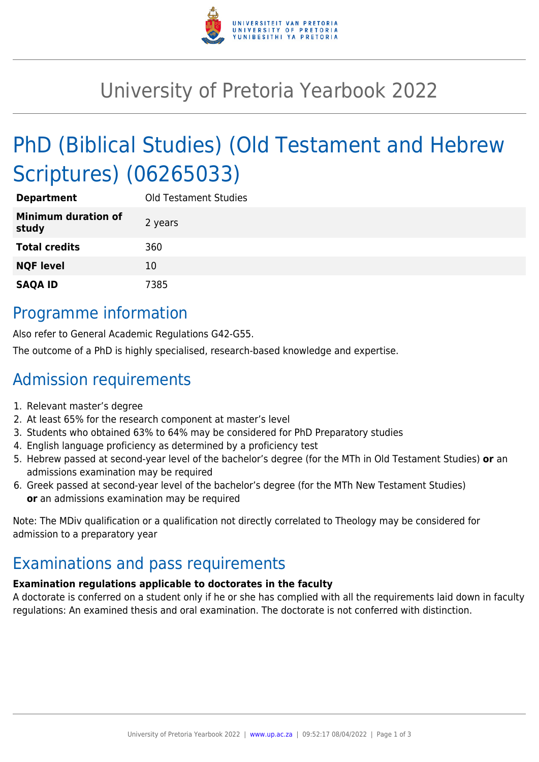# University of Pretoria Yearbook 2022

## PhD (Biblical Studies) (Old Testament and Hebrew Scriptures) (06265033)

| | |
|---|---|
| **Department** | Old Testament Studies |
| **Minimum duration of study** | 2 years |
| **Total credits** | 360 |
| **NQF level** | 10 |
| **SAQA ID** | 7385 |

## Programme information

Also refer to General Academic Regulations G42-G55.

The outcome of a PhD is highly specialised, research-based knowledge and expertise.

## Admission requirements

1. Relevant master's degree
2. At least 65% for the research component at master's level
3. Students who obtained 63% to 64% may be considered for PhD Preparatory studies
4. English language proficiency as determined by a proficiency test
5. Hebrew passed at second-year level of the bachelor's degree (for the MTh in Old Testament Studies) **or** an admissions examination may be required
6. Greek passed at second-year level of the bachelor's degree (for the MTh New Testament Studies) **or** an admissions examination may be required

Note: The MDiv qualification or a qualification not directly correlated to Theology may be considered for admission to a preparatory year

## Examinations and pass requirements

**Examination regulations applicable to doctorates in the faculty**

A doctorate is conferred on a student only if he or she has complied with all the requirements laid down in faculty regulations: An examined thesis and oral examination. The doctorate is not conferred with distinction.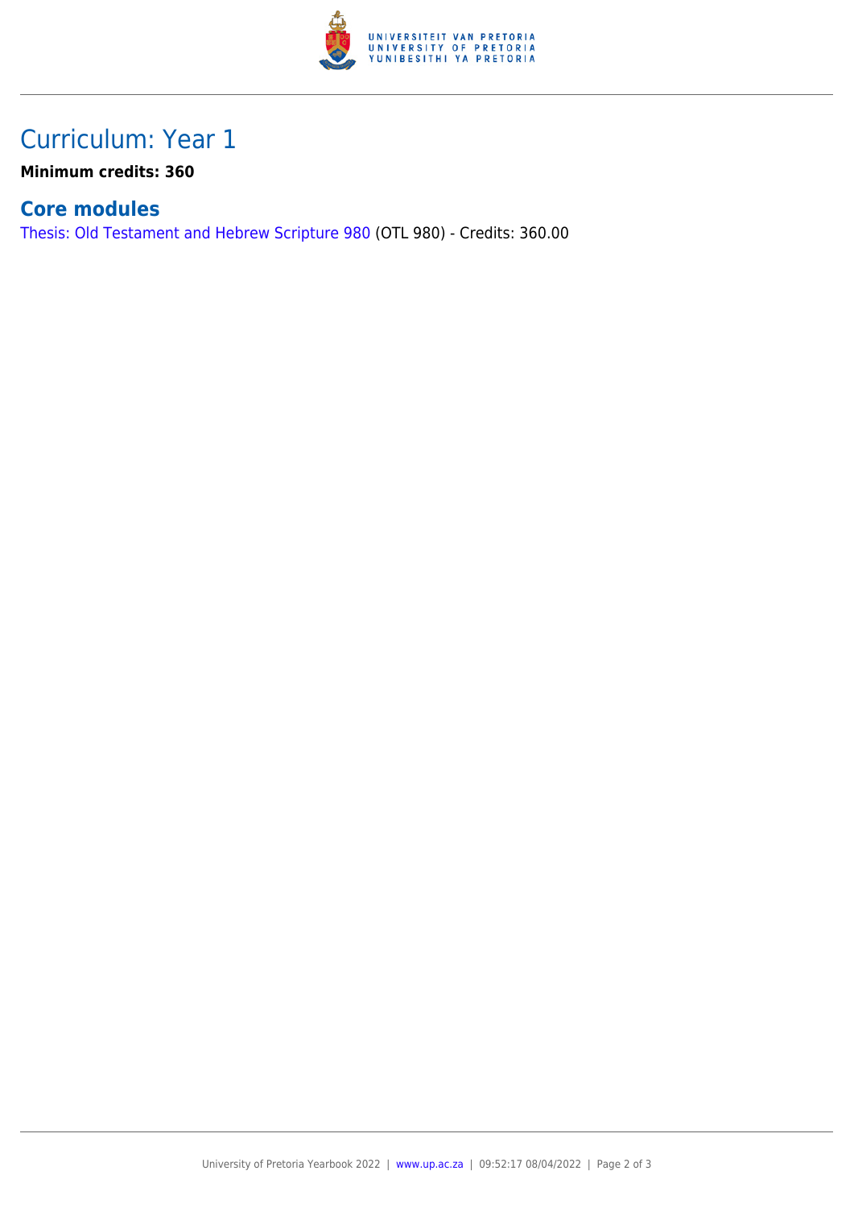# Curriculum: Year 1

**Minimum credits: 360**

## Core modules

Thesis: Old Testament and Hebrew Scripture 980 (OTL 980) - Credits: 360.00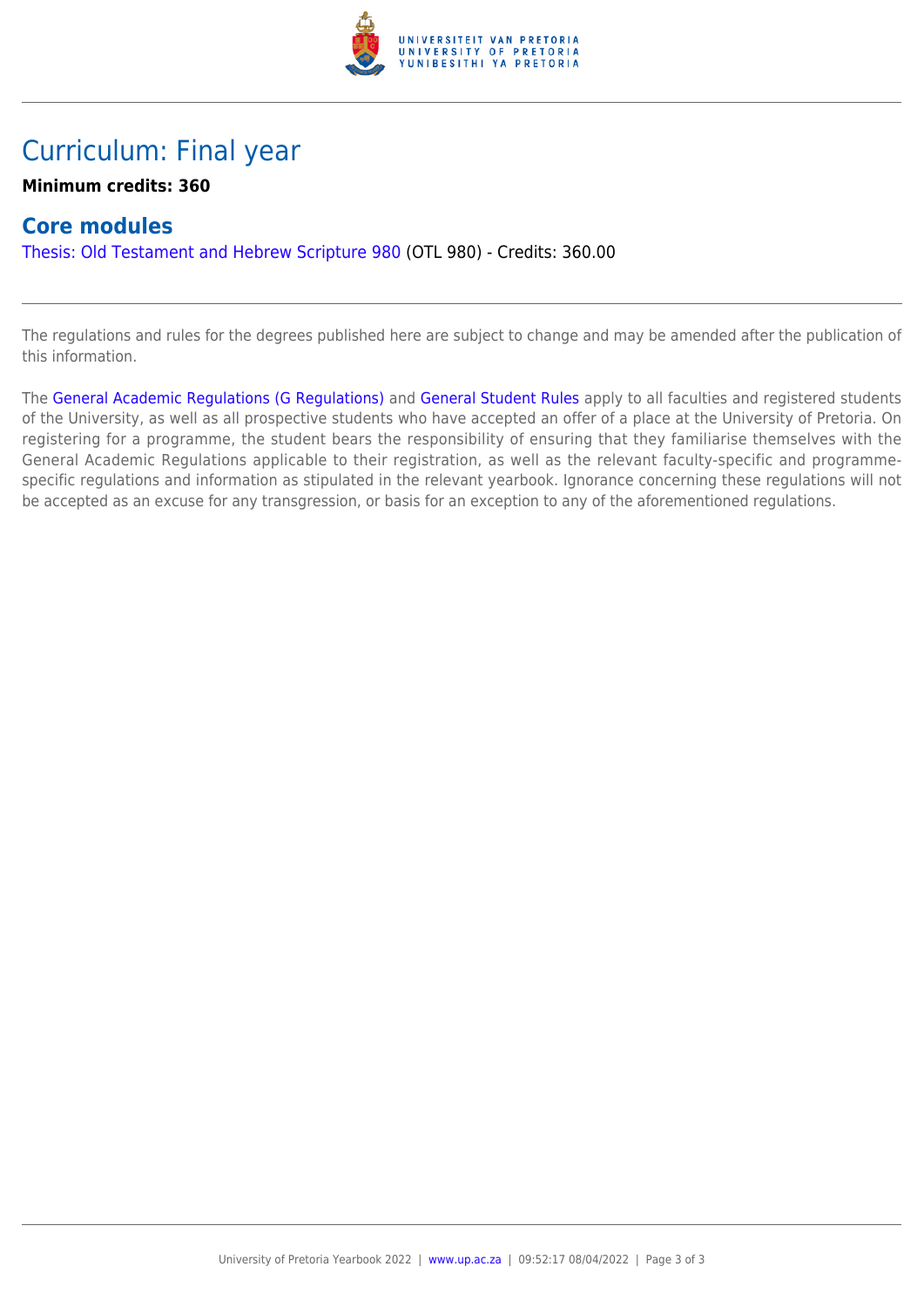# Curriculum: Final year

**Minimum credits: 360**

## Core modules

Thesis: Old Testament and Hebrew Scripture 980 (OTL 980) - Credits: 360.00

The regulations and rules for the degrees published here are subject to change and may be amended after the publication of this information.

The General Academic Regulations (G Regulations) and General Student Rules apply to all faculties and registered students of the University, as well as all prospective students who have accepted an offer of a place at the University of Pretoria. On registering for a programme, the student bears the responsibility of ensuring that they familiarise themselves with the General Academic Regulations applicable to their registration, as well as the relevant faculty-specific and programme-specific regulations and information as stipulated in the relevant yearbook. Ignorance concerning these regulations will not be accepted as an excuse for any transgression, or basis for an exception to any of the aforementioned regulations.